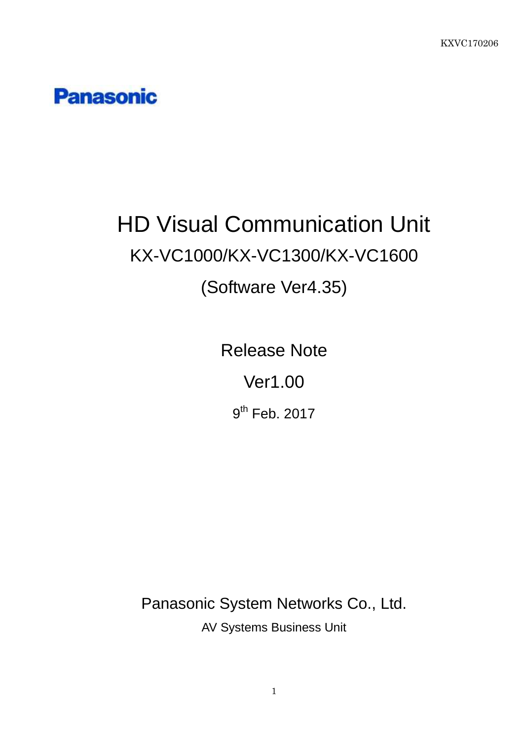KXVC170206

Panasonic

# HD Visual Communication Unit

## KX-VC1000/KX-VC1300/KX-VC1600

## (Software Ver4.35)

## Release Note

## Ver1.00

9th Feb. 2017

Panasonic System Networks Co., Ltd.

AV Systems Business Unit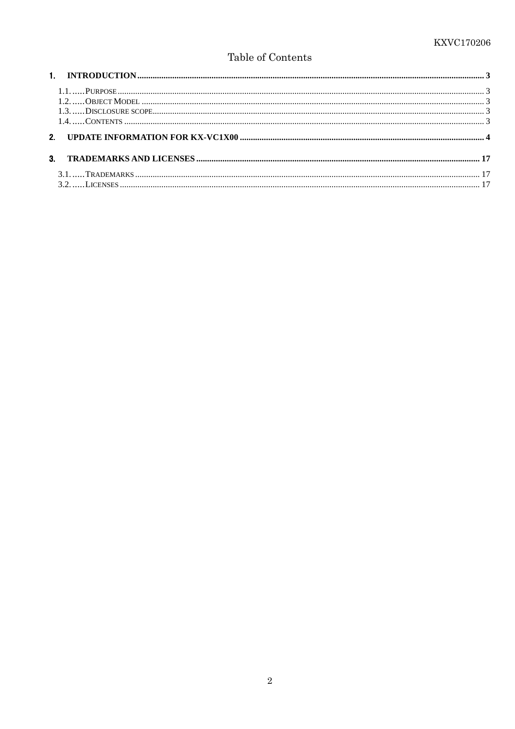# Table of Contents

**1. INTRODUCTION .......... 3**

1.1. ..... PURPOSE .......... 3
1.2. ..... OBJECT MODEL .......... 3
1.3. ..... DISCLOSURE SCOPE .......... 3
1.4. ..... CONTENTS .......... 3

**2. UPDATE INFORMATION FOR KX-VC1X00 .......... 4**

**3. TRADEMARKS AND LICENSES .......... 17**

3.1. ..... TRADEMARKS .......... 17
3.2. ..... LICENSES .......... 17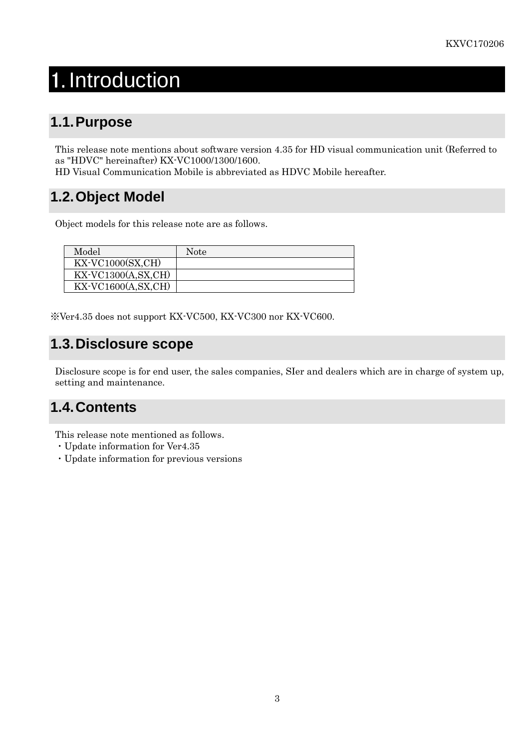# 1. Introduction

## 1.1. Purpose

This release note mentions about software version 4.35 for HD visual communication unit (Referred to as "HDVC" hereinafter) KX-VC1000/1300/1600.
HD Visual Communication Mobile is abbreviated as HDVC Mobile hereafter.

## 1.2. Object Model

Object models for this release note are as follows.

| Model | Note |
| --- | --- |
| KX-VC1000(SX,CH) | |
| KX-VC1300(A,SX,CH) | |
| KX-VC1600(A,SX,CH) | |

※Ver4.35 does not support KX-VC500, KX-VC300 nor KX-VC600.

## 1.3. Disclosure scope

Disclosure scope is for end user, the sales companies, SIer and dealers which are in charge of system up, setting and maintenance.

## 1.4. Contents

This release note mentioned as follows.

・Update information for Ver4.35
・Update information for previous versions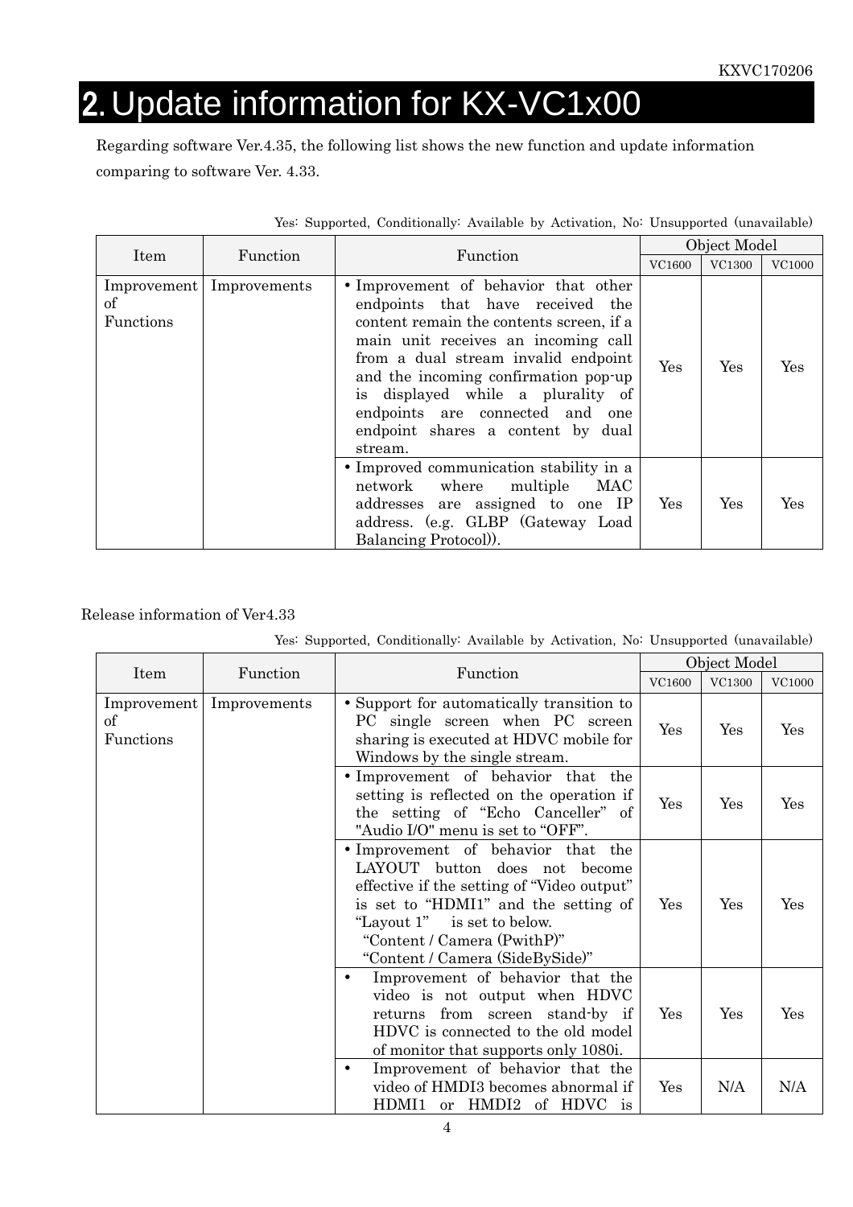# 2. Update information for KX-VC1x00

Regarding software Ver.4.35, the following list shows the new function and update information comparing to software Ver. 4.33.

Yes: Supported, Conditionally: Available by Activation, No: Unsupported (unavailable)

| Item | Function | Function | Object Model | | |
|---|---|---|---|---|---|
| | | | VC1600 | VC1300 | VC1000 |
| Improvement of Functions | Improvements | • Improvement of behavior that other endpoints that have received the content remain the contents screen, if a main unit receives an incoming call from a dual stream invalid endpoint and the incoming confirmation pop-up is displayed while a plurality of endpoints are connected and one endpoint shares a content by dual stream. | Yes | Yes | Yes |
| | | • Improved communication stability in a network where multiple MAC addresses are assigned to one IP address. (e.g. GLBP (Gateway Load Balancing Protocol)). | Yes | Yes | Yes |

Release information of Ver4.33

Yes: Supported, Conditionally: Available by Activation, No: Unsupported (unavailable)

| Item | Function | Function | Object Model | | |
|---|---|---|---|---|---|
| | | | VC1600 | VC1300 | VC1000 |
| Improvement of Functions | Improvements | • Support for automatically transition to PC single screen when PC screen sharing is executed at HDVC mobile for Windows by the single stream. | Yes | Yes | Yes |
| | | • Improvement of behavior that the setting is reflected on the operation if the setting of "Echo Canceller" of "Audio I/O" menu is set to "OFF". | Yes | Yes | Yes |
| | | • Improvement of behavior that the LAYOUT button does not become effective if the setting of "Video output" is set to "HDMI1" and the setting of "Layout 1" is set to below. "Content / Camera (PwithP)" "Content / Camera (SideBySide)" | Yes | Yes | Yes |
| | | • Improvement of behavior that the video is not output when HDVC returns from screen stand-by if HDVC is connected to the old model of monitor that supports only 1080i. | Yes | Yes | Yes |
| | | • Improvement of behavior that the video of HMDI3 becomes abnormal if HDMI1 or HMDI2 of HDVC is | Yes | N/A | N/A |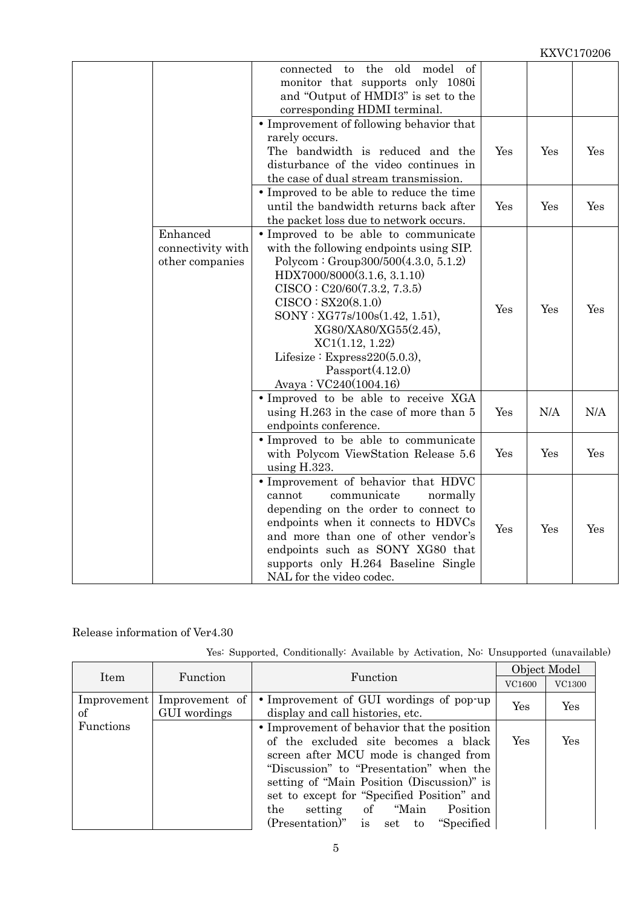| | | | | | |
|---|---|---|---|---|---|
| | | connected to the old model of monitor that supports only 1080i and "Output of HMDI3" is set to the corresponding HDMI terminal. | | | |
| | | • Improvement of following behavior that rarely occurs. The bandwidth is reduced and the disturbance of the video continues in the case of dual stream transmission. | Yes | Yes | Yes |
| | | • Improved to be able to reduce the time until the bandwidth returns back after the packet loss due to network occurs. | Yes | Yes | Yes |
| | Enhanced connectivity with other companies | • Improved to be able to communicate with the following endpoints using SIP.<br>Polycom : Group300/500(4.3.0, 5.1.2)<br>HDX7000/8000(3.1.6, 3.1.10)<br>CISCO : C20/60(7.3.2, 7.3.5)<br>CISCO : SX20(8.1.0)<br>SONY : XG77s/100s(1.42, 1.51), XG80/XA80/XG55(2.45), XC1(1.12, 1.22)<br>Lifesize : Express220(5.0.3), Passport(4.12.0)<br>Avaya : VC240(1004.16) | Yes | Yes | Yes |
| | | • Improved to be able to receive XGA using H.263 in the case of more than 5 endpoints conference. | Yes | N/A | N/A |
| | | • Improved to be able to communicate with Polycom ViewStation Release 5.6 using H.323. | Yes | Yes | Yes |
| | | • Improvement of behavior that HDVC cannot communicate normally depending on the order to connect to endpoints when it connects to HDVCs and more than one of other vendor's endpoints such as SONY XG80 that supports only H.264 Baseline Single NAL for the video codec. | Yes | Yes | Yes |

Release information of Ver4.30

Yes: Supported, Conditionally: Available by Activation, No: Unsupported (unavailable)

| Item | Function | Function | Object Model | |
|---|---|---|---|---|
| | | | VC1600 | VC1300 |
| Improvement of Functions | Improvement of GUI wordings | • Improvement of GUI wordings of pop-up display and call histories, etc. | Yes | Yes |
| | | • Improvement of behavior that the position of the excluded site becomes a black screen after MCU mode is changed from "Discussion" to "Presentation" when the setting of "Main Position (Discussion)" is set to except for "Specified Position" and the setting of "Main Position (Presentation)" is set to "Specified | Yes | Yes |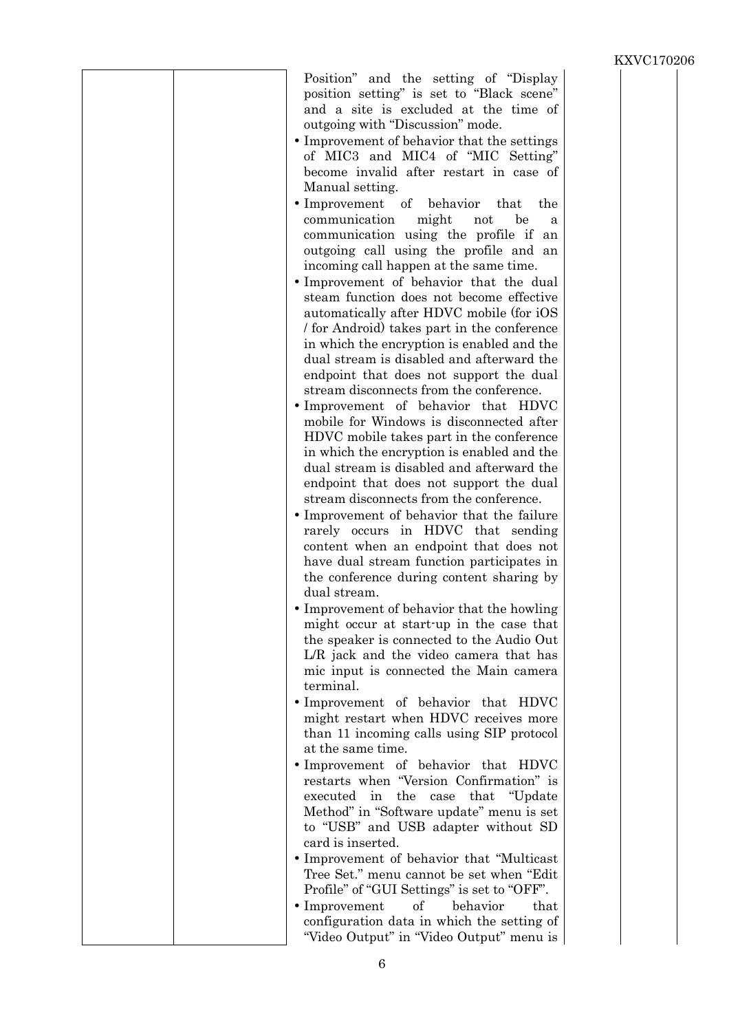| | | Position" and the setting of "Display position setting" is set to "Black scene" and a site is excluded at the time of outgoing with "Discussion" mode.<br>• Improvement of behavior that the settings of MIC3 and MIC4 of "MIC Setting" become invalid after restart in case of Manual setting.<br>• Improvement of behavior that the communication might not be a communication using the profile if an outgoing call using the profile and an incoming call happen at the same time.<br>• Improvement of behavior that the dual steam function does not become effective automatically after HDVC mobile (for iOS / for Android) takes part in the conference in which the encryption is enabled and the dual stream is disabled and afterward the endpoint that does not support the dual stream disconnects from the conference.<br>• Improvement of behavior that HDVC mobile for Windows is disconnected after HDVC mobile takes part in the conference in which the encryption is enabled and the dual stream is disabled and afterward the endpoint that does not support the dual stream disconnects from the conference.<br>• Improvement of behavior that the failure rarely occurs in HDVC that sending content when an endpoint that does not have dual stream function participates in the conference during content sharing by dual stream.<br>• Improvement of behavior that the howling might occur at start-up in the case that the speaker is connected to the Audio Out L/R jack and the video camera that has mic input is connected the Main camera terminal.<br>• Improvement of behavior that HDVC might restart when HDVC receives more than 11 incoming calls using SIP protocol at the same time.<br>• Improvement of behavior that HDVC restarts when "Version Confirmation" is executed in the case that "Update Method" in "Software update" menu is set to "USB" and USB adapter without SD card is inserted.<br>• Improvement of behavior that "Multicast Tree Set." menu cannot be set when "Edit Profile" of "GUI Settings" is set to "OFF".<br>• Improvement of behavior that configuration data in which the setting of "Video Output" in "Video Output" menu is | |
|---|---|---|---|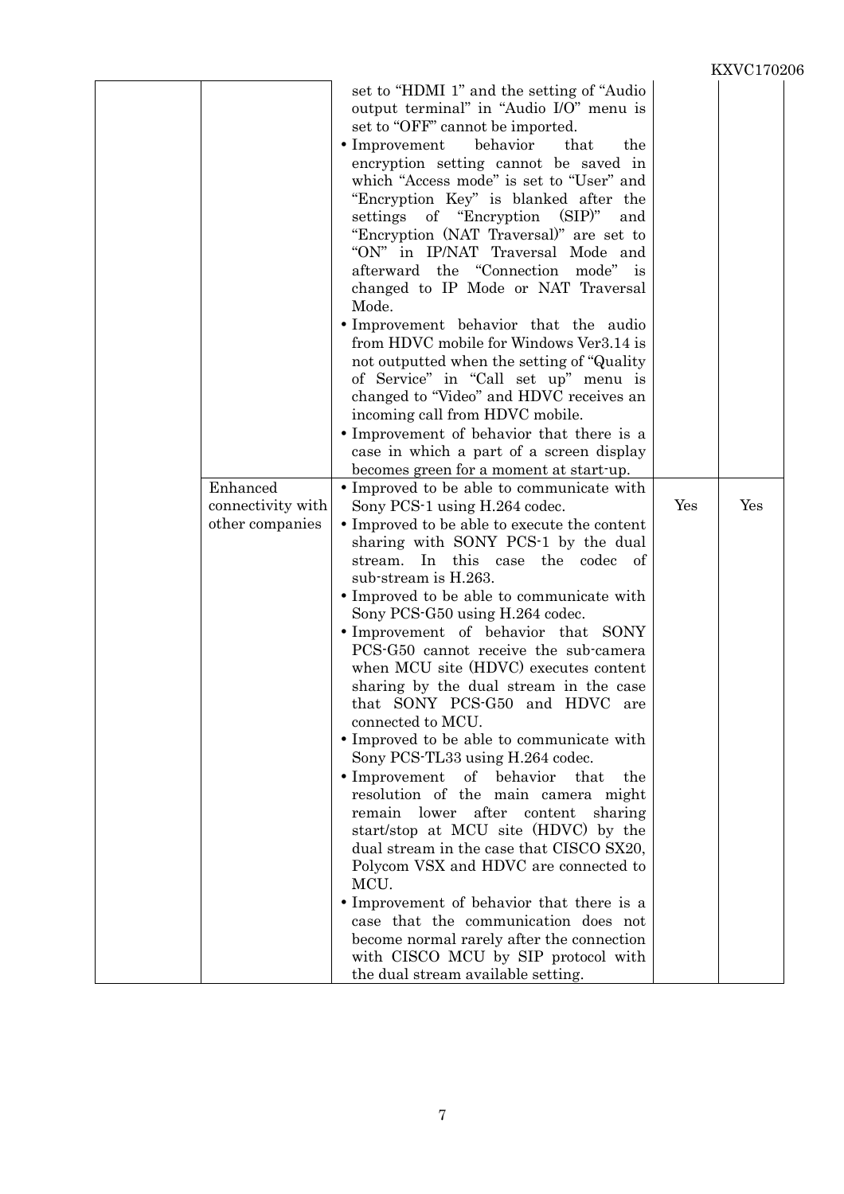| | | | | |
|---|---|---|---|---|
| | | set to "HDMI 1" and the setting of "Audio output terminal" in "Audio I/O" menu is set to "OFF" cannot be imported.<br>• Improvement behavior that the encryption setting cannot be saved in which "Access mode" is set to "User" and "Encryption Key" is blanked after the settings of "Encryption (SIP)" and "Encryption (NAT Traversal)" are set to "ON" in IP/NAT Traversal Mode and afterward the "Connection mode" is changed to IP Mode or NAT Traversal Mode.<br>• Improvement behavior that the audio from HDVC mobile for Windows Ver3.14 is not outputted when the setting of "Quality of Service" in "Call set up" menu is changed to "Video" and HDVC receives an incoming call from HDVC mobile.<br>• Improvement of behavior that there is a case in which a part of a screen display becomes green for a moment at start-up. | | |
| | Enhanced connectivity with other companies | • Improved to be able to communicate with Sony PCS-1 using H.264 codec.<br>• Improved to be able to execute the content sharing with SONY PCS-1 by the dual stream. In this case the codec of sub-stream is H.263.<br>• Improved to be able to communicate with Sony PCS-G50 using H.264 codec.<br>• Improvement of behavior that SONY PCS-G50 cannot receive the sub-camera when MCU site (HDVC) executes content sharing by the dual stream in the case that SONY PCS-G50 and HDVC are connected to MCU.<br>• Improved to be able to communicate with Sony PCS-TL33 using H.264 codec.<br>• Improvement of behavior that the resolution of the main camera might remain lower after content sharing start/stop at MCU site (HDVC) by the dual stream in the case that CISCO SX20, Polycom VSX and HDVC are connected to MCU.<br>• Improvement of behavior that there is a case that the communication does not become normal rarely after the connection with CISCO MCU by SIP protocol with the dual stream available setting. | Yes | Yes |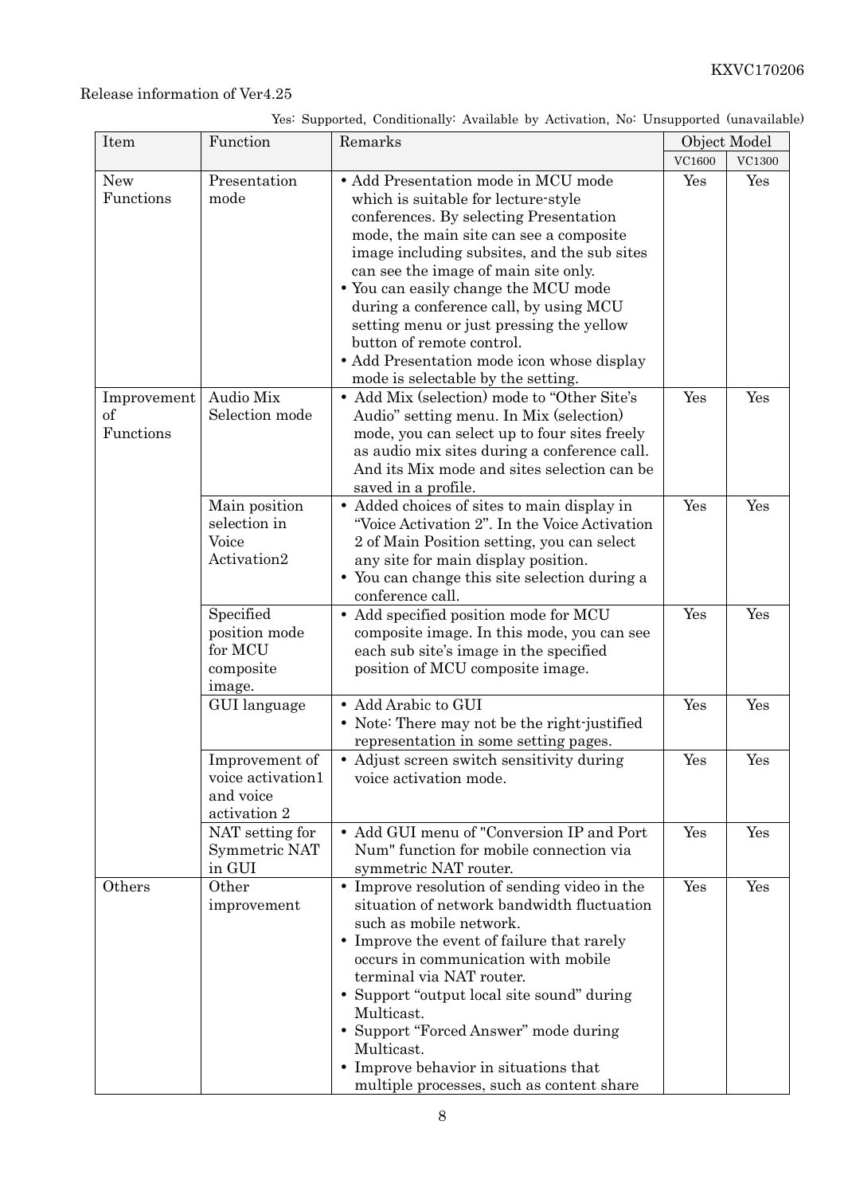Release information of Ver4.25

Yes: Supported, Conditionally: Available by Activation, No: Unsupported (unavailable)

| Item | Function | Remarks | Object Model | |
|---|---|---|---|---|
| | | | VC1600 | VC1300 |
| New Functions | Presentation mode | • Add Presentation mode in MCU mode which is suitable for lecture-style conferences. By selecting Presentation mode, the main site can see a composite image including subsites, and the sub sites can see the image of main site only.<br>• You can easily change the MCU mode during a conference call, by using MCU setting menu or just pressing the yellow button of remote control.<br>• Add Presentation mode icon whose display mode is selectable by the setting. | Yes | Yes |
| Improvement of Functions | Audio Mix Selection mode | • Add Mix (selection) mode to “Other Site's Audio” setting menu. In Mix (selection) mode, you can select up to four sites freely as audio mix sites during a conference call. And its Mix mode and sites selection can be saved in a profile. | Yes | Yes |
| | Main position selection in Voice Activation2 | • Added choices of sites to main display in “Voice Activation 2”. In the Voice Activation 2 of Main Position setting, you can select any site for main display position.<br>• You can change this site selection during a conference call. | Yes | Yes |
| | Specified position mode for MCU composite image. | • Add specified position mode for MCU composite image. In this mode, you can see each sub site's image in the specified position of MCU composite image. | Yes | Yes |
| | GUI language | • Add Arabic to GUI<br>• Note: There may not be the right-justified representation in some setting pages. | Yes | Yes |
| | Improvement of voice activation1 and voice activation 2 | • Adjust screen switch sensitivity during voice activation mode. | Yes | Yes |
| | NAT setting for Symmetric NAT in GUI | • Add GUI menu of "Conversion IP and Port Num" function for mobile connection via symmetric NAT router. | Yes | Yes |
| Others | Other improvement | • Improve resolution of sending video in the situation of network bandwidth fluctuation such as mobile network.<br>• Improve the event of failure that rarely occurs in communication with mobile terminal via NAT router.<br>• Support “output local site sound” during Multicast.<br>• Support “Forced Answer” mode during Multicast.<br>• Improve behavior in situations that multiple processes, such as content share | Yes | Yes |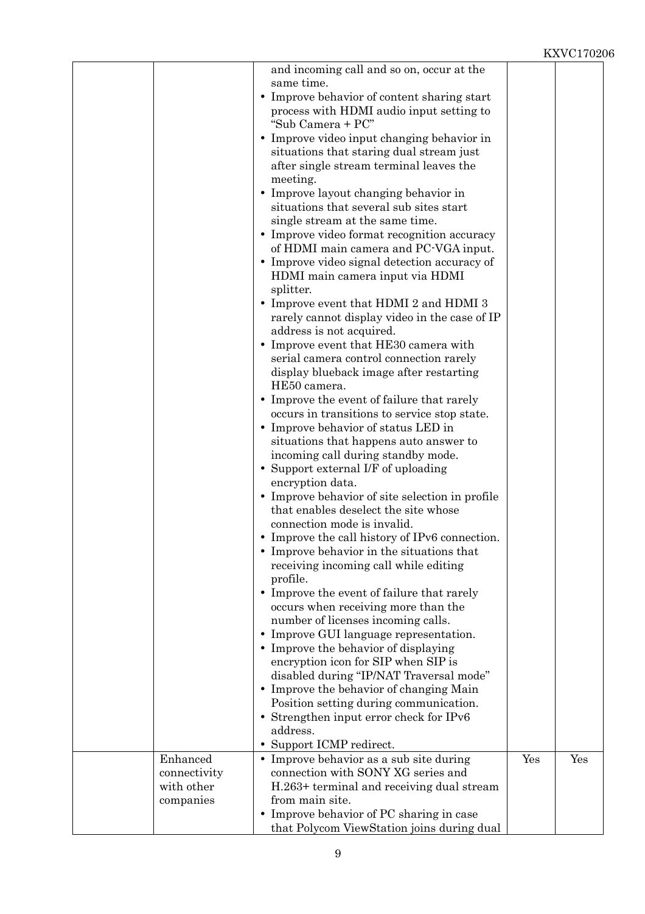| | | | | |
|---|---|---|---|---|
| | | and incoming call and so on, occur at the same time.<br>• Improve behavior of content sharing start process with HDMI audio input setting to "Sub Camera + PC"<br>• Improve video input changing behavior in situations that staring dual stream just after single stream terminal leaves the meeting.<br>• Improve layout changing behavior in situations that several sub sites start single stream at the same time.<br>• Improve video format recognition accuracy of HDMI main camera and PC-VGA input.<br>• Improve video signal detection accuracy of HDMI main camera input via HDMI splitter.<br>• Improve event that HDMI 2 and HDMI 3 rarely cannot display video in the case of IP address is not acquired.<br>• Improve event that HE30 camera with serial camera control connection rarely display blueback image after restarting HE50 camera.<br>• Improve the event of failure that rarely occurs in transitions to service stop state.<br>• Improve behavior of status LED in situations that happens auto answer to incoming call during standby mode.<br>• Support external I/F of uploading encryption data.<br>• Improve behavior of site selection in profile that enables deselect the site whose connection mode is invalid.<br>• Improve the call history of IPv6 connection.<br>• Improve behavior in the situations that receiving incoming call while editing profile.<br>• Improve the event of failure that rarely occurs when receiving more than the number of licenses incoming calls.<br>• Improve GUI language representation.<br>• Improve the behavior of displaying encryption icon for SIP when SIP is disabled during "IP/NAT Traversal mode"<br>• Improve the behavior of changing Main Position setting during communication.<br>• Strengthen input error check for IPv6 address.<br>• Support ICMP redirect. | | |
| | Enhanced connectivity with other companies | • Improve behavior as a sub site during connection with SONY XG series and H.263+ terminal and receiving dual stream from main site.<br>• Improve behavior of PC sharing in case that Polycom ViewStation joins during dual | Yes | Yes |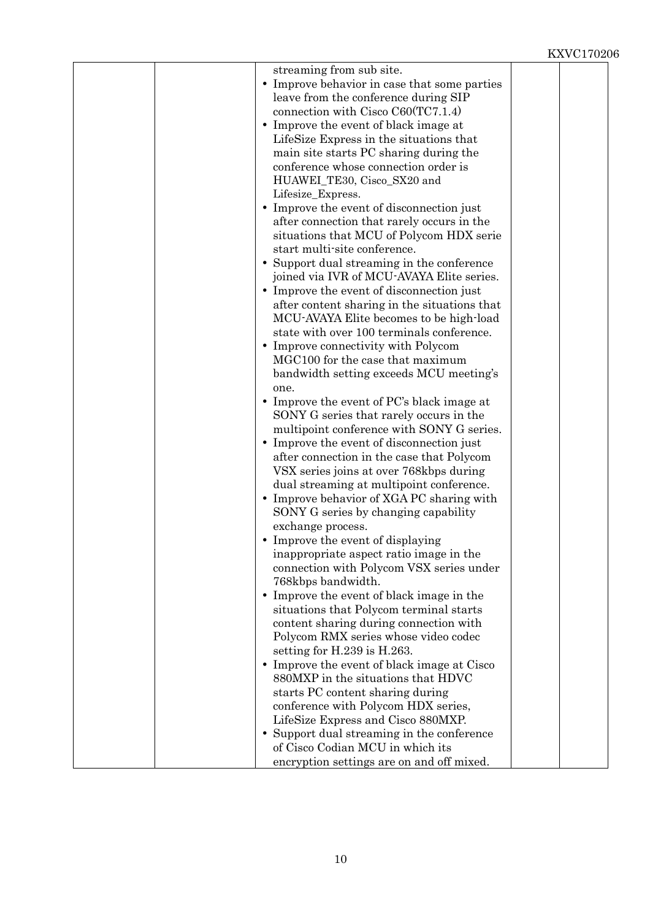| | | | | |
|---|---|---|---|---|
| | | streaming from sub site.<br>• Improve behavior in case that some parties leave from the conference during SIP connection with Cisco C60(TC7.1.4)<br>• Improve the event of black image at LifeSize Express in the situations that main site starts PC sharing during the conference whose connection order is HUAWEI_TE30, Cisco_SX20 and Lifesize_Express.<br>• Improve the event of disconnection just after connection that rarely occurs in the situations that MCU of Polycom HDX serie start multi-site conference.<br>• Support dual streaming in the conference joined via IVR of MCU-AVAYA Elite series.<br>• Improve the event of disconnection just after content sharing in the situations that MCU-AVAYA Elite becomes to be high-load state with over 100 terminals conference.<br>• Improve connectivity with Polycom MGC100 for the case that maximum bandwidth setting exceeds MCU meeting's one.<br>• Improve the event of PC's black image at SONY G series that rarely occurs in the multipoint conference with SONY G series.<br>• Improve the event of disconnection just after connection in the case that Polycom VSX series joins at over 768kbps during dual streaming at multipoint conference.<br>• Improve behavior of XGA PC sharing with SONY G series by changing capability exchange process.<br>• Improve the event of displaying inappropriate aspect ratio image in the connection with Polycom VSX series under 768kbps bandwidth.<br>• Improve the event of black image in the situations that Polycom terminal starts content sharing during connection with Polycom RMX series whose video codec setting for H.239 is H.263.<br>• Improve the event of black image at Cisco 880MXP in the situations that HDVC starts PC content sharing during conference with Polycom HDX series, LifeSize Express and Cisco 880MXP.<br>• Support dual streaming in the conference of Cisco Codian MCU in which its encryption settings are on and off mixed. | | |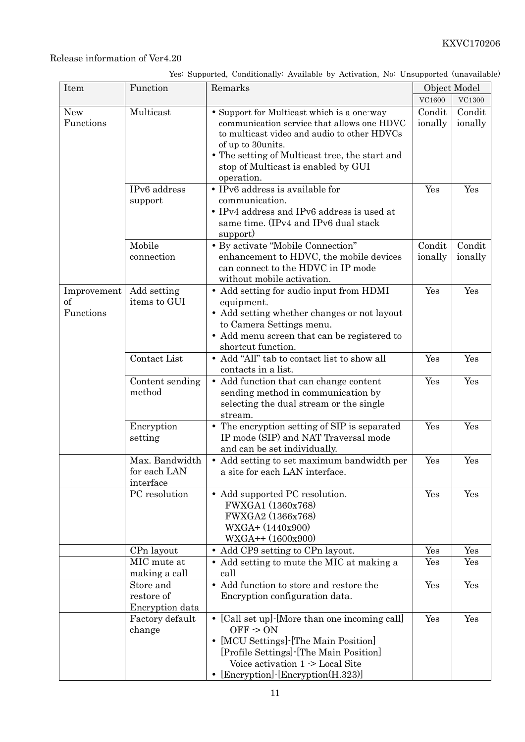Release information of Ver4.20

Yes: Supported, Conditionally: Available by Activation, No: Unsupported (unavailable)

| Item | Function | Remarks | Object Model | |
|---|---|---|---|---|
| | | | VC1600 | VC1300 |
| New Functions | Multicast | • Support for Multicast which is a one-way communication service that allows one HDVC to multicast video and audio to other HDVCs of up to 30units.<br>• The setting of Multicast tree, the start and stop of Multicast is enabled by GUI operation. | Conditionally | Conditionally |
| | IPv6 address support | • IPv6 address is available for communication.<br>• IPv4 address and IPv6 address is used at same time. (IPv4 and IPv6 dual stack support) | Yes | Yes |
| | Mobile connection | • By activate “Mobile Connection” enhancement to HDVC, the mobile devices can connect to the HDVC in IP mode without mobile activation. | Conditionally | Conditionally |
| Improvement of Functions | Add setting items to GUI | • Add setting for audio input from HDMI equipment.<br>• Add setting whether changes or not layout to Camera Settings menu.<br>• Add menu screen that can be registered to shortcut function. | Yes | Yes |
| | Contact List | • Add “All” tab to contact list to show all contacts in a list. | Yes | Yes |
| | Content sending method | • Add function that can change content sending method in communication by selecting the dual stream or the single stream. | Yes | Yes |
| | Encryption setting | • The encryption setting of SIP is separated IP mode (SIP) and NAT Traversal mode and can be set individually. | Yes | Yes |
| | Max. Bandwidth for each LAN interface | • Add setting to set maximum bandwidth per a site for each LAN interface. | Yes | Yes |
| | PC resolution | • Add supported PC resolution.<br>FWXGA1 (1360x768)<br>FWXGA2 (1366x768)<br>WXGA+ (1440x900)<br>WXGA++ (1600x900) | Yes | Yes |
| | CPn layout | • Add CP9 setting to CPn layout. | Yes | Yes |
| | MIC mute at making a call | • Add setting to mute the MIC at making a call | Yes | Yes |
| | Store and restore of Encryption data | • Add function to store and restore the Encryption configuration data. | Yes | Yes |
| | Factory default change | • [Call set up]-[More than one incoming call]<br>OFF -> ON<br>• [MCU Settings]-[The Main Position]<br>[Profile Settings]-[The Main Position]<br>Voice activation 1 -> Local Site<br>• [Encryption]-[Encryption(H.323)] | Yes | Yes |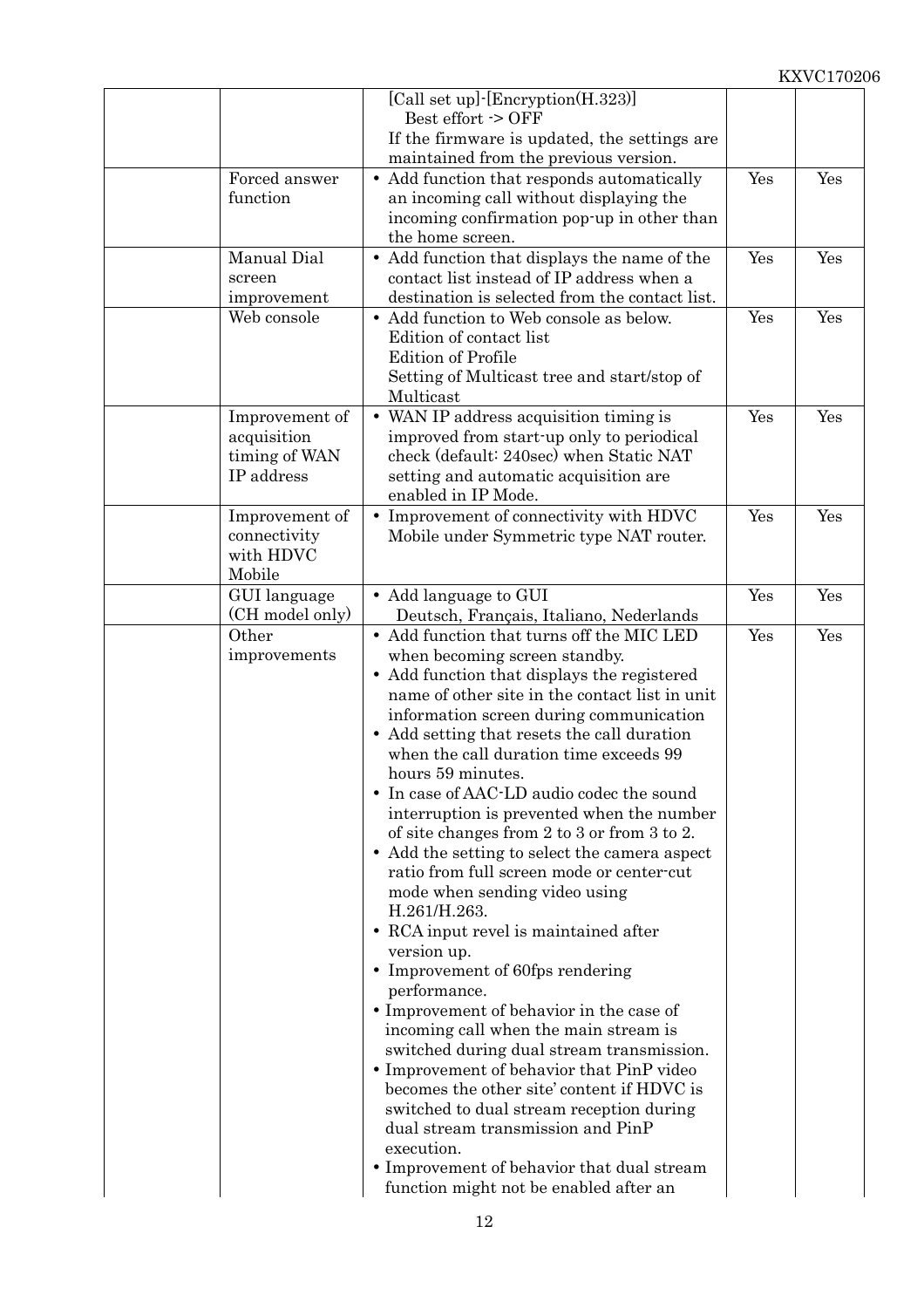| | | | | |
|---|---|---|---|---|
| | | [Call set up]-[Encryption(H.323)]<br>Best effort -> OFF<br>If the firmware is updated, the settings are maintained from the previous version. | | |
| | Forced answer function | • Add function that responds automatically an incoming call without displaying the incoming confirmation pop-up in other than the home screen. | Yes | Yes |
| | Manual Dial screen improvement | • Add function that displays the name of the contact list instead of IP address when a destination is selected from the contact list. | Yes | Yes |
| | Web console | • Add function to Web console as below.<br>Edition of contact list<br>Edition of Profile<br>Setting of Multicast tree and start/stop of Multicast | Yes | Yes |
| | Improvement of acquisition timing of WAN IP address | • WAN IP address acquisition timing is improved from start-up only to periodical check (default: 240sec) when Static NAT setting and automatic acquisition are enabled in IP Mode. | Yes | Yes |
| | Improvement of connectivity with HDVC Mobile | • Improvement of connectivity with HDVC Mobile under Symmetric type NAT router. | Yes | Yes |
| | GUI language (CH model only) | • Add language to GUI<br>Deutsch, Français, Italiano, Nederlands | Yes | Yes |
| | Other improvements | • Add function that turns off the MIC LED when becoming screen standby.<br>• Add function that displays the registered name of other site in the contact list in unit information screen during communication<br>• Add setting that resets the call duration when the call duration time exceeds 99 hours 59 minutes.<br>• In case of AAC-LD audio codec the sound interruption is prevented when the number of site changes from 2 to 3 or from 3 to 2.<br>• Add the setting to select the camera aspect ratio from full screen mode or center-cut mode when sending video using H.261/H.263.<br>• RCA input revel is maintained after version up.<br>• Improvement of 60fps rendering performance.<br>• Improvement of behavior in the case of incoming call when the main stream is switched during dual stream transmission.<br>• Improvement of behavior that PinP video becomes the other site' content if HDVC is switched to dual stream reception during dual stream transmission and PinP execution.<br>• Improvement of behavior that dual stream function might not be enabled after an | Yes | Yes |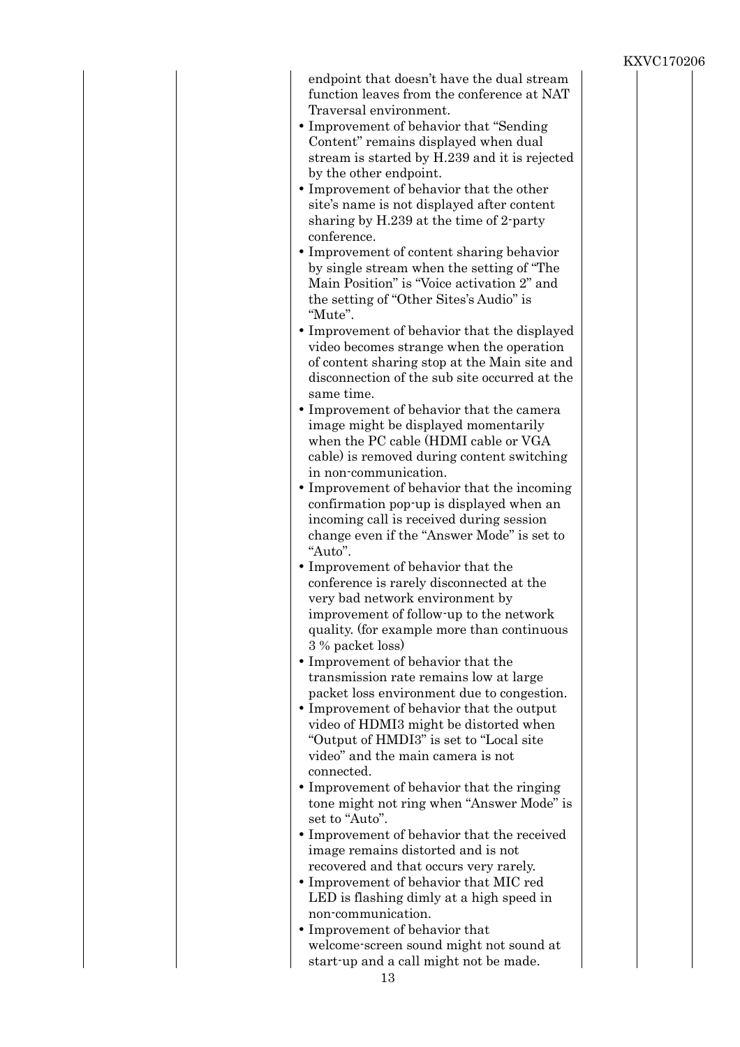endpoint that doesn't have the dual stream function leaves from the conference at NAT Traversal environment.

- Improvement of behavior that "Sending Content" remains displayed when dual stream is started by H.239 and it is rejected by the other endpoint.
- Improvement of behavior that the other site's name is not displayed after content sharing by H.239 at the time of 2-party conference.
- Improvement of content sharing behavior by single stream when the setting of "The Main Position" is "Voice activation 2" and the setting of "Other Sites's Audio" is "Mute".
- Improvement of behavior that the displayed video becomes strange when the operation of content sharing stop at the Main site and disconnection of the sub site occurred at the same time.
- Improvement of behavior that the camera image might be displayed momentarily when the PC cable (HDMI cable or VGA cable) is removed during content switching in non-communication.
- Improvement of behavior that the incoming confirmation pop-up is displayed when an incoming call is received during session change even if the "Answer Mode" is set to "Auto".
- Improvement of behavior that the conference is rarely disconnected at the very bad network environment by improvement of follow-up to the network quality. (for example more than continuous 3 % packet loss)
- Improvement of behavior that the transmission rate remains low at large packet loss environment due to congestion.
- Improvement of behavior that the output video of HDMI3 might be distorted when "Output of HMDI3" is set to "Local site video" and the main camera is not connected.
- Improvement of behavior that the ringing tone might not ring when "Answer Mode" is set to "Auto".
- Improvement of behavior that the received image remains distorted and is not recovered and that occurs very rarely.
- Improvement of behavior that MIC red LED is flashing dimly at a high speed in non-communication.
- Improvement of behavior that welcome-screen sound might not sound at start-up and a call might not be made.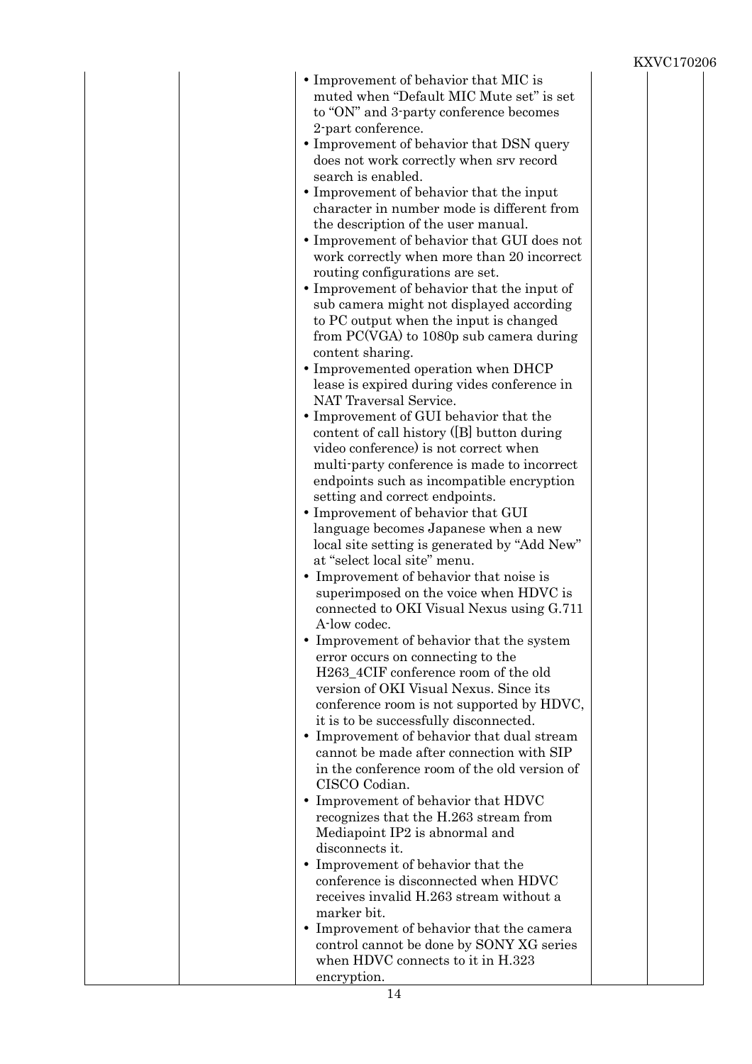| | | | | |
|---|---|---|---|---|
| | | • Improvement of behavior that MIC is muted when "Default MIC Mute set" is set to "ON" and 3-party conference becomes 2-part conference.<br>• Improvement of behavior that DSN query does not work correctly when srv record search is enabled.<br>• Improvement of behavior that the input character in number mode is different from the description of the user manual.<br>• Improvement of behavior that GUI does not work correctly when more than 20 incorrect routing configurations are set.<br>• Improvement of behavior that the input of sub camera might not displayed according to PC output when the input is changed from PC(VGA) to 1080p sub camera during content sharing.<br>• Improvemented operation when DHCP lease is expired during vides conference in NAT Traversal Service.<br>• Improvement of GUI behavior that the content of call history ([B] button during video conference) is not correct when multi-party conference is made to incorrect endpoints such as incompatible encryption setting and correct endpoints.<br>• Improvement of behavior that GUI language becomes Japanese when a new local site setting is generated by "Add New" at "select local site" menu.<br>• Improvement of behavior that noise is superimposed on the voice when HDVC is connected to OKI Visual Nexus using G.711 A-low codec.<br>• Improvement of behavior that the system error occurs on connecting to the H263_4CIF conference room of the old version of OKI Visual Nexus. Since its conference room is not supported by HDVC, it is to be successfully disconnected.<br>• Improvement of behavior that dual stream cannot be made after connection with SIP in the conference room of the old version of CISCO Codian.<br>• Improvement of behavior that HDVC recognizes that the H.263 stream from Mediapoint IP2 is abnormal and disconnects it.<br>• Improvement of behavior that the conference is disconnected when HDVC receives invalid H.263 stream without a marker bit.<br>• Improvement of behavior that the camera control cannot be done by SONY XG series when HDVC connects to it in H.323 encryption. | | |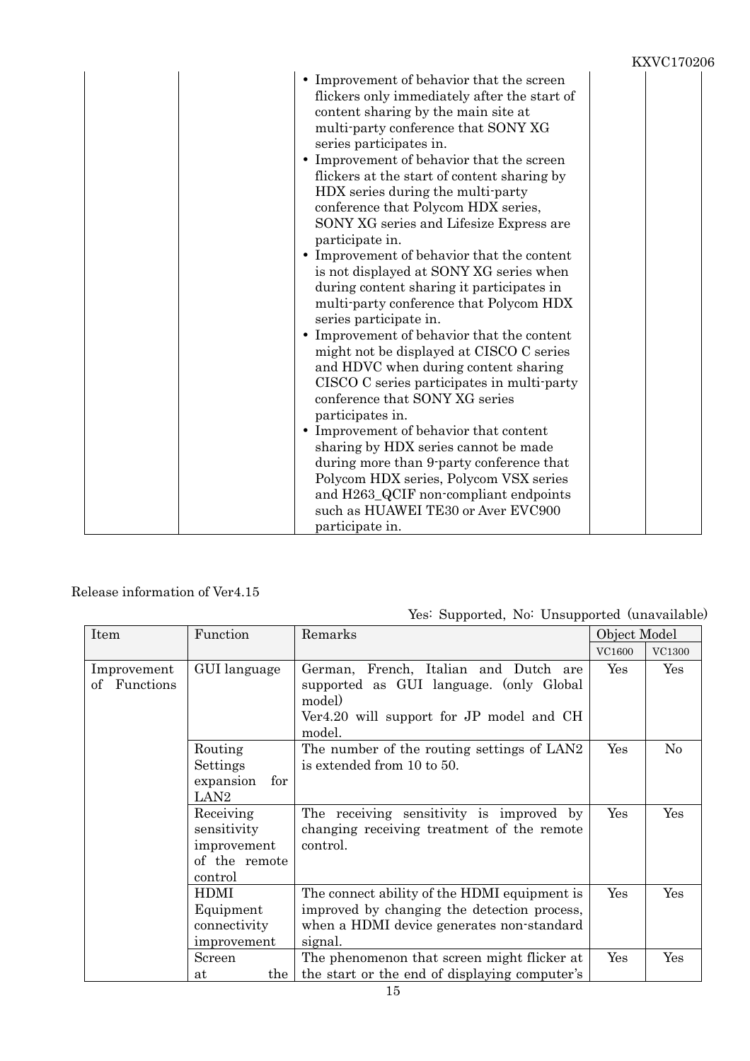| | | • Improvement of behavior that the screen flickers only immediately after the start of content sharing by the main site at multi-party conference that SONY XG series participates in.<br>• Improvement of behavior that the screen flickers at the start of content sharing by HDX series during the multi-party conference that Polycom HDX series, SONY XG series and Lifesize Express are participate in.<br>• Improvement of behavior that the content is not displayed at SONY XG series when during content sharing it participates in multi-party conference that Polycom HDX series participate in.<br>• Improvement of behavior that the content might not be displayed at CISCO C series and HDVC when during content sharing CISCO C series participates in multi-party conference that SONY XG series participates in.<br>• Improvement of behavior that content sharing by HDX series cannot be made during more than 9-party conference that Polycom HDX series, Polycom VSX series and H263_QCIF non-compliant endpoints such as HUAWEI TE30 or Aver EVC900 participate in. | | |
|---|---|---|---|---|

Release information of Ver4.15

Yes: Supported, No: Unsupported (unavailable)

| Item | Function | Remarks | Object Model | |
|---|---|---|---|---|
| | | | VC1600 | VC1300 |
| Improvement of Functions | GUI language | German, French, Italian and Dutch are supported as GUI language. (only Global model)<br>Ver4.20 will support for JP model and CH model. | Yes | Yes |
| | Routing Settings expansion for LAN2 | The number of the routing settings of LAN2 is extended from 10 to 50. | Yes | No |
| | Receiving sensitivity improvement of the remote control | The receiving sensitivity is improved by changing receiving treatment of the remote control. | Yes | Yes |
| | HDMI Equipment connectivity improvement | The connect ability of the HDMI equipment is improved by changing the detection process, when a HDMI device generates non-standard signal. | Yes | Yes |
| | Screen at the | The phenomenon that screen might flicker at the start or the end of displaying computer's | Yes | Yes |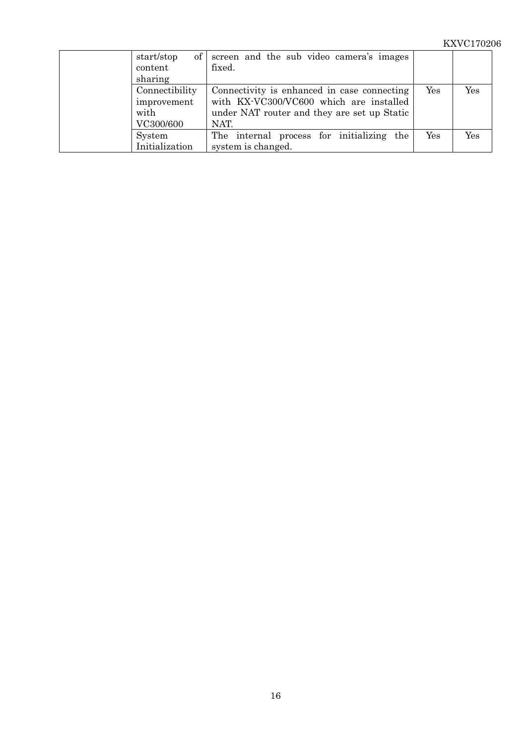| | | | | |
|---|---|---|---|---|
| | start/stop of content sharing | screen and the sub video camera's images fixed. | | |
| | Connectibility improvement with VC300/600 | Connectivity is enhanced in case connecting with KX-VC300/VC600 which are installed under NAT router and they are set up Static NAT. | Yes | Yes |
| | System Initialization | The internal process for initializing the system is changed. | Yes | Yes |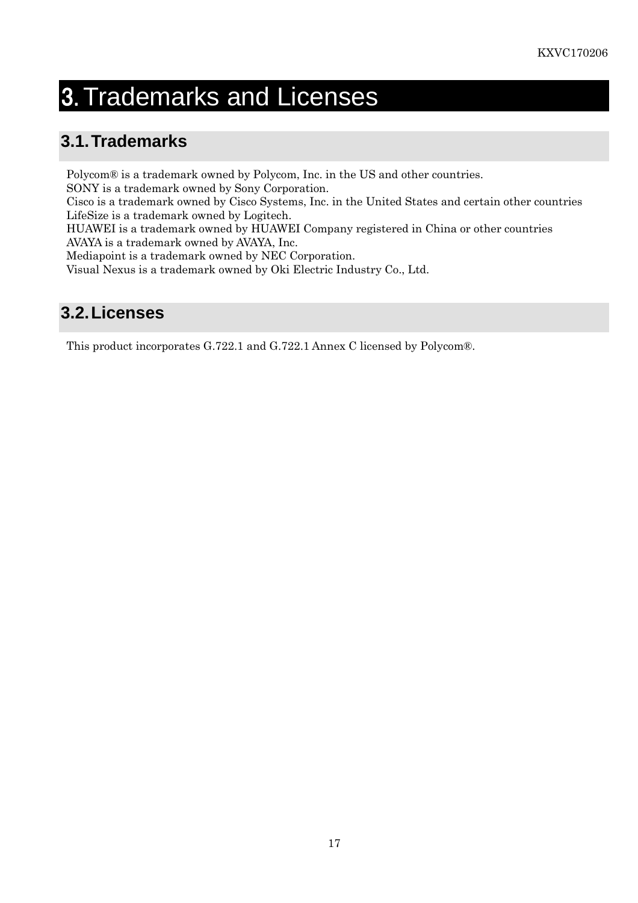# 3. Trademarks and Licenses

## 3.1. Trademarks

Polycom® is a trademark owned by Polycom, Inc. in the US and other countries.
SONY is a trademark owned by Sony Corporation.
Cisco is a trademark owned by Cisco Systems, Inc. in the United States and certain other countries
LifeSize is a trademark owned by Logitech.
HUAWEI is a trademark owned by HUAWEI Company registered in China or other countries
AVAYA is a trademark owned by AVAYA, Inc.
Mediapoint is a trademark owned by NEC Corporation.
Visual Nexus is a trademark owned by Oki Electric Industry Co., Ltd.

## 3.2. Licenses

This product incorporates G.722.1 and G.722.1 Annex C licensed by Polycom®.